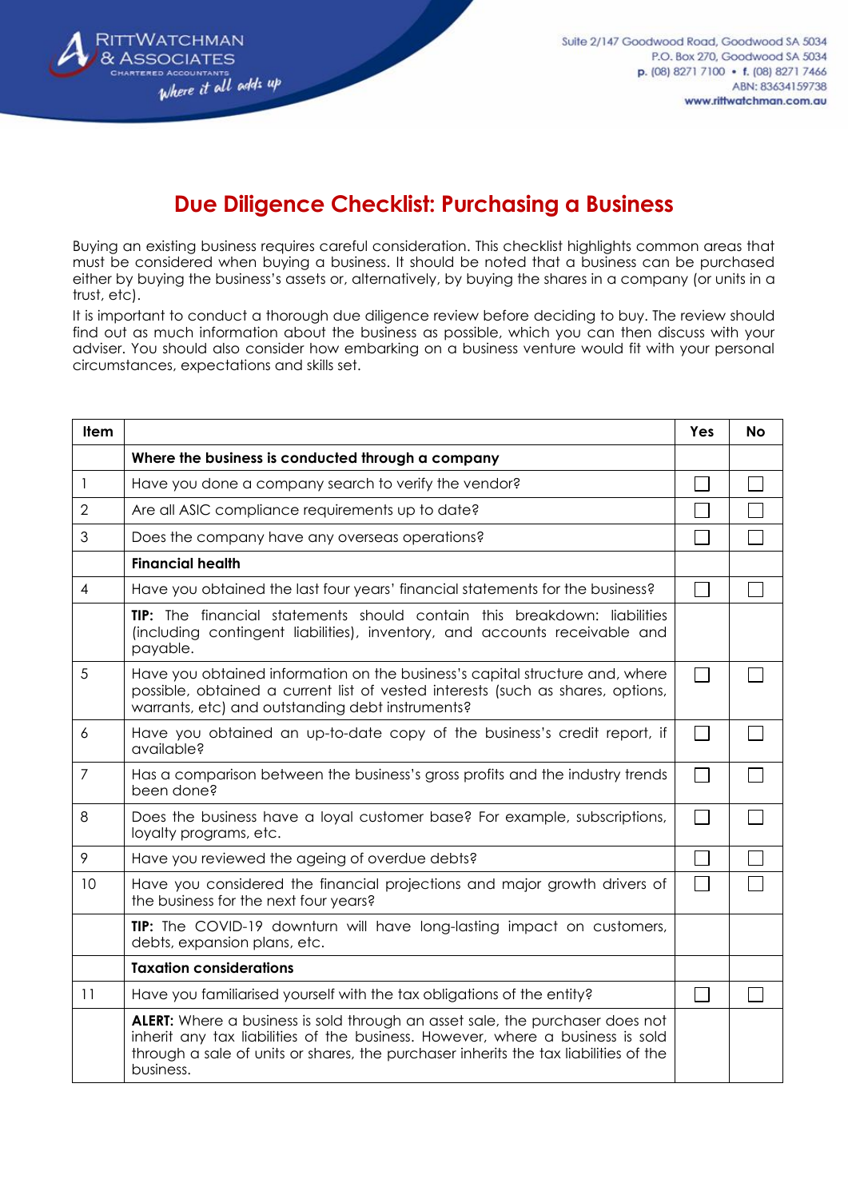# Due Diligence Checklist: Purchasing a Business

Buying an existing business requires careful consideration. This checklist highlights common areas that must be considered when buying a business. It should be noted that a business can be purchased either by buying the business's assets or, alternatively, by buying the shares in a company (or units in a trust, etc).

It is important to conduct a thorough due diligence review before deciding to buy. The review should find out as much information about the business as possible, which you can then discuss with your adviser. You should also consider how embarking on a business venture would fit with your personal circumstances, expectations and skills set.

| Item | | Yes | No |
|---|---|---|---|
| | **Where the business is conducted through a company** | | |
| 1 | Have you done a company search to verify the vendor? | ☐ | ☐ |
| 2 | Are all ASIC compliance requirements up to date? | ☐ | ☐ |
| 3 | Does the company have any overseas operations? | ☐ | ☐ |
| | **Financial health** | | |
| 4 | Have you obtained the last four years' financial statements for the business? | ☐ | ☐ |
| | **TIP:** The financial statements should contain this breakdown: liabilities (including contingent liabilities), inventory, and accounts receivable and payable. | | |
| 5 | Have you obtained information on the business's capital structure and, where possible, obtained a current list of vested interests (such as shares, options, warrants, etc) and outstanding debt instruments? | ☐ | ☐ |
| 6 | Have you obtained an up-to-date copy of the business's credit report, if available? | ☐ | ☐ |
| 7 | Has a comparison between the business's gross profits and the industry trends been done? | ☐ | ☐ |
| 8 | Does the business have a loyal customer base? For example, subscriptions, loyalty programs, etc. | ☐ | ☐ |
| 9 | Have you reviewed the ageing of overdue debts? | ☐ | ☐ |
| 10 | Have you considered the financial projections and major growth drivers of the business for the next four years? | ☐ | ☐ |
| | **TIP:** The COVID-19 downturn will have long-lasting impact on customers, debts, expansion plans, etc. | | |
| | **Taxation considerations** | | |
| 11 | Have you familiarised yourself with the tax obligations of the entity? | ☐ | ☐ |
| | **ALERT:** Where a business is sold through an asset sale, the purchaser does not inherit any tax liabilities of the business. However, where a business is sold through a sale of units or shares, the purchaser inherits the tax liabilities of the business. | | |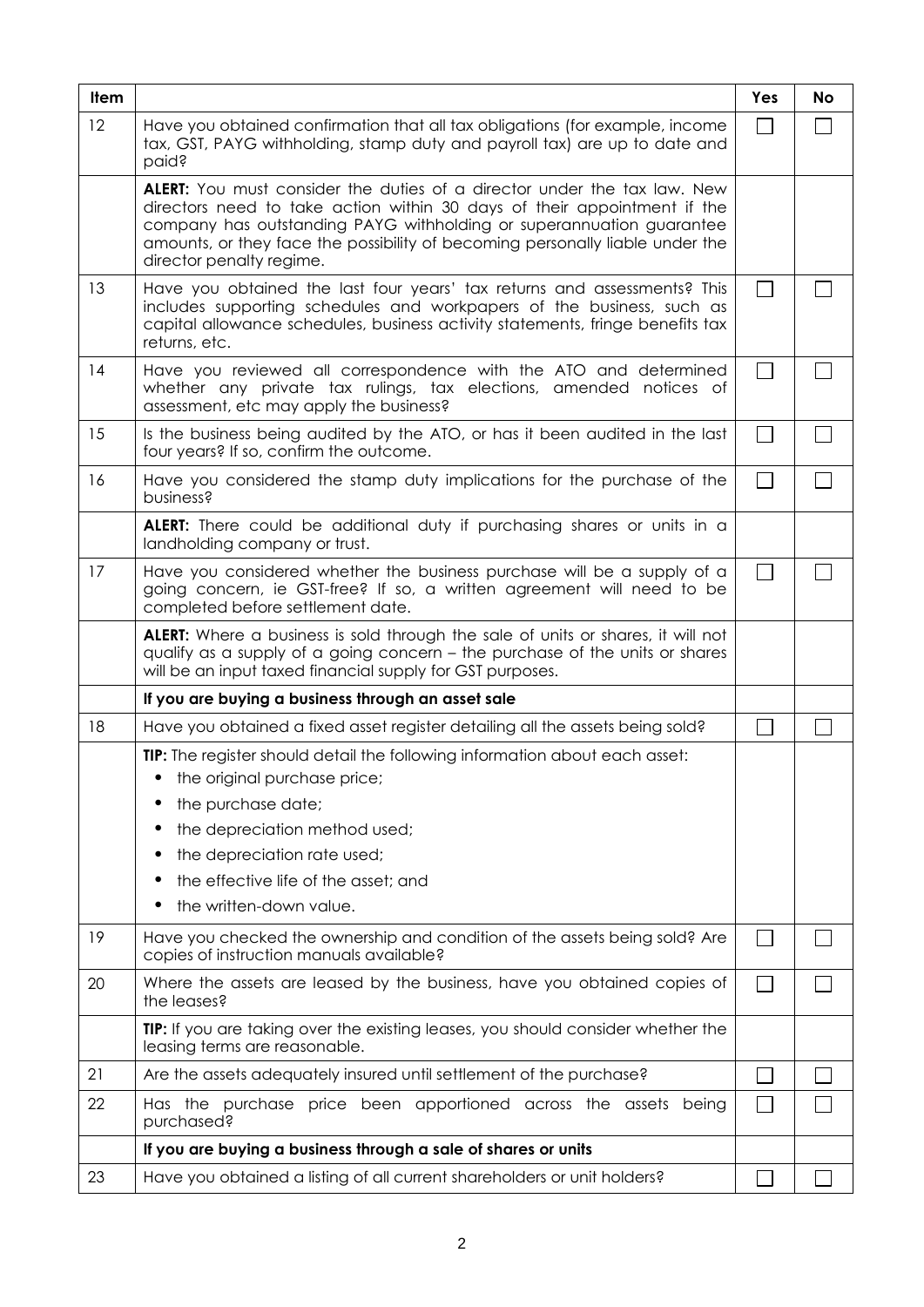| Item | | Yes | No |
|---|---|---|---|
| 12 | Have you obtained confirmation that all tax obligations (for example, income tax, GST, PAYG withholding, stamp duty and payroll tax) are up to date and paid? | ☐ | ☐ |
| | **ALERT:** You must consider the duties of a director under the tax law. New directors need to take action within 30 days of their appointment if the company has outstanding PAYG withholding or superannuation guarantee amounts, or they face the possibility of becoming personally liable under the director penalty regime. | | |
| 13 | Have you obtained the last four years' tax returns and assessments? This includes supporting schedules and workpapers of the business, such as capital allowance schedules, business activity statements, fringe benefits tax returns, etc. | ☐ | ☐ |
| 14 | Have you reviewed all correspondence with the ATO and determined whether any private tax rulings, tax elections, amended notices of assessment, etc may apply the business? | ☐ | ☐ |
| 15 | Is the business being audited by the ATO, or has it been audited in the last four years? If so, confirm the outcome. | ☐ | ☐ |
| 16 | Have you considered the stamp duty implications for the purchase of the business? | ☐ | ☐ |
| | **ALERT:** There could be additional duty if purchasing shares or units in a landholding company or trust. | | |
| 17 | Have you considered whether the business purchase will be a supply of a going concern, ie GST-free? If so, a written agreement will need to be completed before settlement date. | ☐ | ☐ |
| | **ALERT:** Where a business is sold through the sale of units or shares, it will not qualify as a supply of a going concern – the purchase of the units or shares will be an input taxed financial supply for GST purposes. | | |
| | **If you are buying a business through an asset sale** | | |
| 18 | Have you obtained a fixed asset register detailing all the assets being sold? | ☐ | ☐ |
| | **TIP:** The register should detail the following information about each asset:<br>• the original purchase price;<br>• the purchase date;<br>• the depreciation method used;<br>• the depreciation rate used;<br>• the effective life of the asset; and<br>• the written-down value. | | |
| 19 | Have you checked the ownership and condition of the assets being sold? Are copies of instruction manuals available? | ☐ | ☐ |
| 20 | Where the assets are leased by the business, have you obtained copies of the leases? | ☐ | ☐ |
| | **TIP:** If you are taking over the existing leases, you should consider whether the leasing terms are reasonable. | | |
| 21 | Are the assets adequately insured until settlement of the purchase? | ☐ | ☐ |
| 22 | Has the purchase price been apportioned across the assets being purchased? | ☐ | ☐ |
| | **If you are buying a business through a sale of shares or units** | | |
| 23 | Have you obtained a listing of all current shareholders or unit holders? | ☐ | ☐ |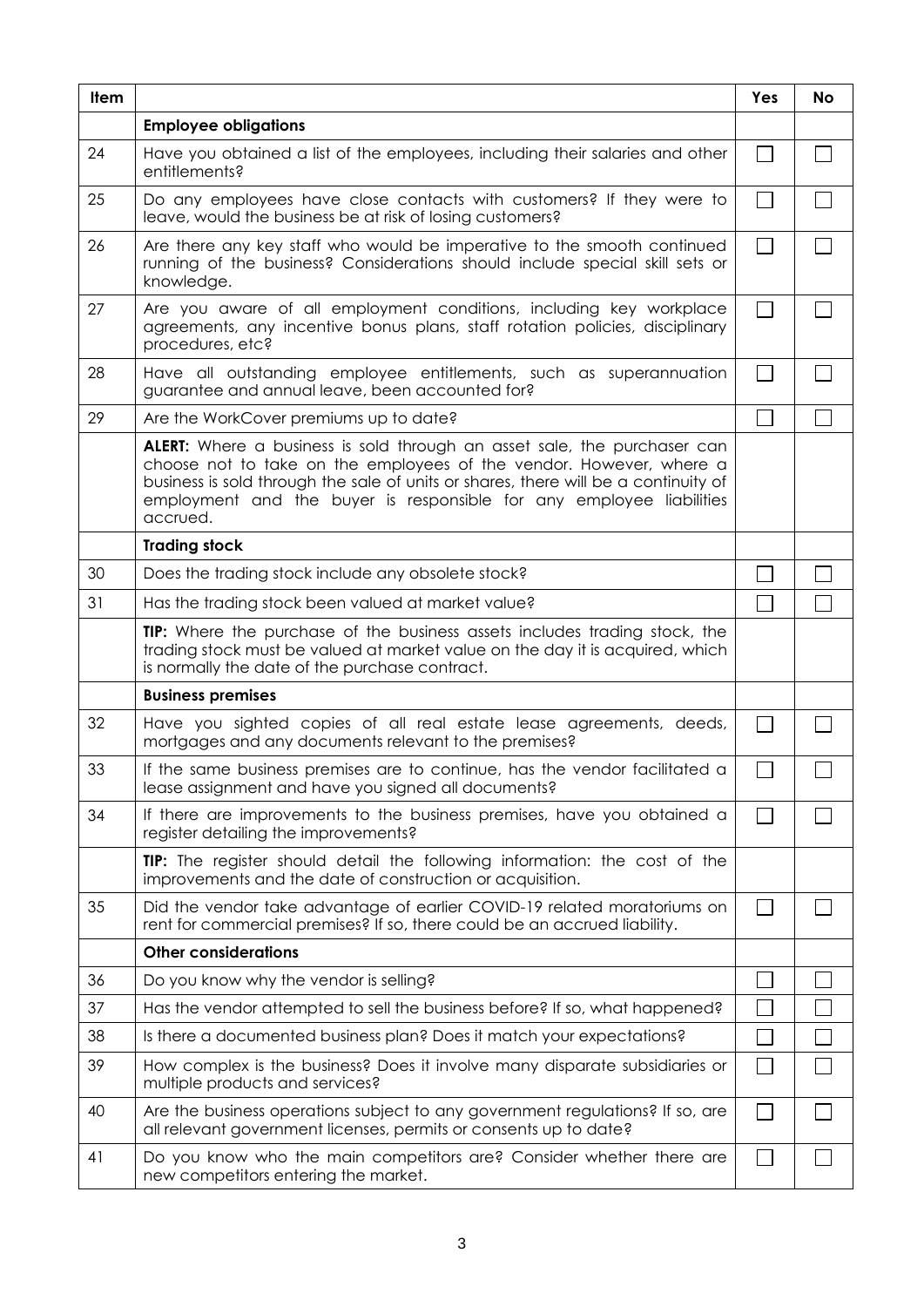| Item | | Yes | No |
|---|---|---|---|
| | **Employee obligations** | | |
| 24 | Have you obtained a list of the employees, including their salaries and other entitlements? | ☐ | ☐ |
| 25 | Do any employees have close contacts with customers? If they were to leave, would the business be at risk of losing customers? | ☐ | ☐ |
| 26 | Are there any key staff who would be imperative to the smooth continued running of the business? Considerations should include special skill sets or knowledge. | ☐ | ☐ |
| 27 | Are you aware of all employment conditions, including key workplace agreements, any incentive bonus plans, staff rotation policies, disciplinary procedures, etc? | ☐ | ☐ |
| 28 | Have all outstanding employee entitlements, such as superannuation guarantee and annual leave, been accounted for? | ☐ | ☐ |
| 29 | Are the WorkCover premiums up to date? | ☐ | ☐ |
| | **ALERT:** Where a business is sold through an asset sale, the purchaser can choose not to take on the employees of the vendor. However, where a business is sold through the sale of units or shares, there will be a continuity of employment and the buyer is responsible for any employee liabilities accrued. | | |
| | **Trading stock** | | |
| 30 | Does the trading stock include any obsolete stock? | ☐ | ☐ |
| 31 | Has the trading stock been valued at market value? | ☐ | ☐ |
| | **TIP:** Where the purchase of the business assets includes trading stock, the trading stock must be valued at market value on the day it is acquired, which is normally the date of the purchase contract. | | |
| | **Business premises** | | |
| 32 | Have you sighted copies of all real estate lease agreements, deeds, mortgages and any documents relevant to the premises? | ☐ | ☐ |
| 33 | If the same business premises are to continue, has the vendor facilitated a lease assignment and have you signed all documents? | ☐ | ☐ |
| 34 | If there are improvements to the business premises, have you obtained a register detailing the improvements? | ☐ | ☐ |
| | **TIP:** The register should detail the following information: the cost of the improvements and the date of construction or acquisition. | | |
| 35 | Did the vendor take advantage of earlier COVID-19 related moratoriums on rent for commercial premises? If so, there could be an accrued liability. | ☐ | ☐ |
| | **Other considerations** | | |
| 36 | Do you know why the vendor is selling? | ☐ | ☐ |
| 37 | Has the vendor attempted to sell the business before? If so, what happened? | ☐ | ☐ |
| 38 | Is there a documented business plan? Does it match your expectations? | ☐ | ☐ |
| 39 | How complex is the business? Does it involve many disparate subsidiaries or multiple products and services? | ☐ | ☐ |
| 40 | Are the business operations subject to any government regulations? If so, are all relevant government licenses, permits or consents up to date? | ☐ | ☐ |
| 41 | Do you know who the main competitors are? Consider whether there are new competitors entering the market. | ☐ | ☐ |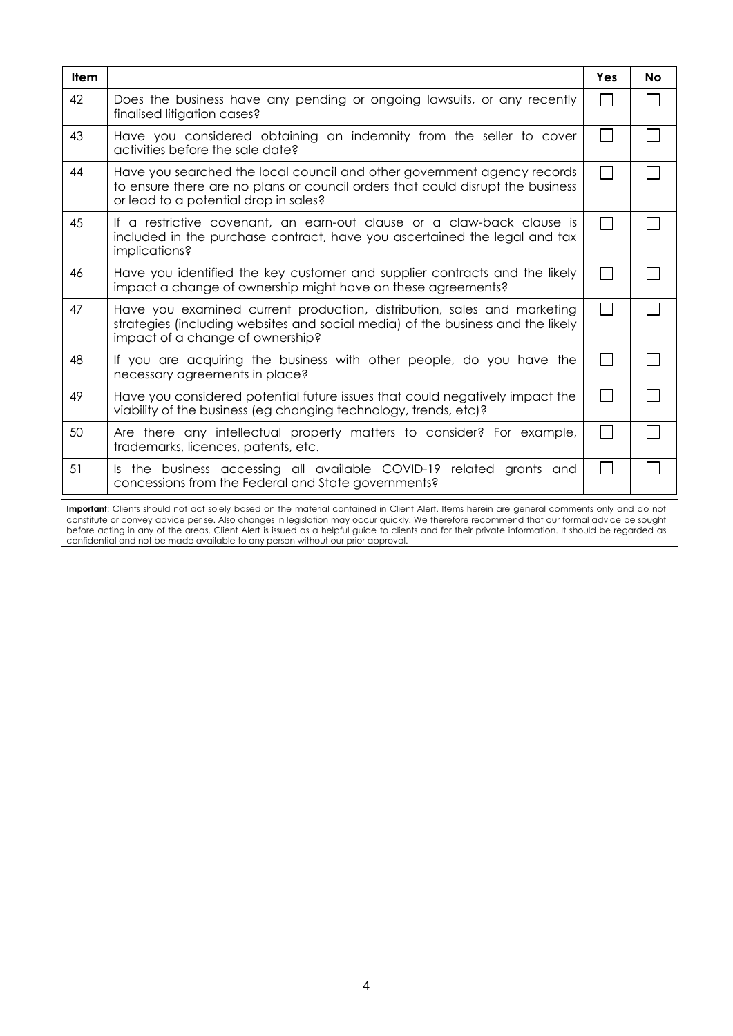| Item | | Yes | No |
|---|---|---|---|
| 42 | Does the business have any pending or ongoing lawsuits, or any recently finalised litigation cases? | ☐ | ☐ |
| 43 | Have you considered obtaining an indemnity from the seller to cover activities before the sale date? | ☐ | ☐ |
| 44 | Have you searched the local council and other government agency records to ensure there are no plans or council orders that could disrupt the business or lead to a potential drop in sales? | ☐ | ☐ |
| 45 | If a restrictive covenant, an earn-out clause or a claw-back clause is included in the purchase contract, have you ascertained the legal and tax implications? | ☐ | ☐ |
| 46 | Have you identified the key customer and supplier contracts and the likely impact a change of ownership might have on these agreements? | ☐ | ☐ |
| 47 | Have you examined current production, distribution, sales and marketing strategies (including websites and social media) of the business and the likely impact of a change of ownership? | ☐ | ☐ |
| 48 | If you are acquiring the business with other people, do you have the necessary agreements in place? | ☐ | ☐ |
| 49 | Have you considered potential future issues that could negatively impact the viability of the business (eg changing technology, trends, etc)? | ☐ | ☐ |
| 50 | Are there any intellectual property matters to consider? For example, trademarks, licences, patents, etc. | ☐ | ☐ |
| 51 | Is the business accessing all available COVID-19 related grants and concessions from the Federal and State governments? | ☐ | ☐ |

**Important**: Clients should not act solely based on the material contained in Client Alert. Items herein are general comments only and do not constitute or convey advice per se. Also changes in legislation may occur quickly. We therefore recommend that our formal advice be sought before acting in any of the areas. Client Alert is issued as a helpful guide to clients and for their private information. It should be regarded as confidential and not be made available to any person without our prior approval.